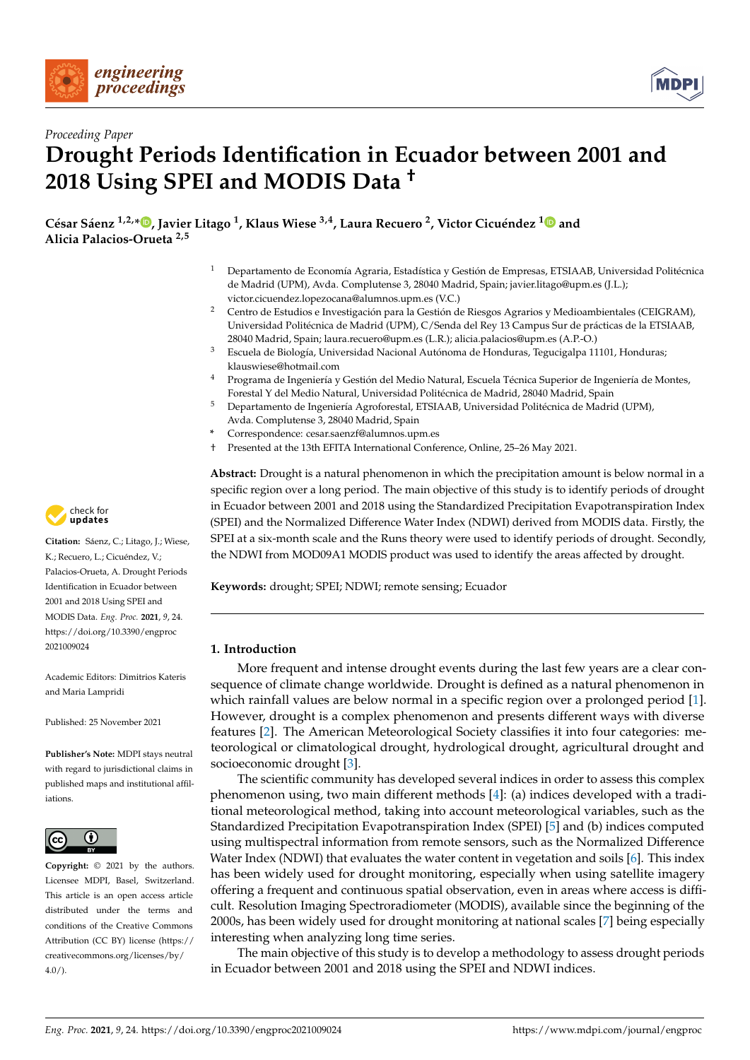Proceeding Paper

# Drought Periods Identification in Ecuador between 2001 and 2018 Using SPEI and MODIS Data †

**César Sáenz [1,2,*], Javier Litago [1], Klaus Wiese [3,4], Laura Recuero [2], Victor Cicuéndez [1] and Alicia Palacios-Orueta [2,5]**

1 Departamento de Economía Agraria, Estadística y Gestión de Empresas, ETSIAAB, Universidad Politécnica de Madrid (UPM), Avda. Complutense 3, 28040 Madrid, Spain; javier.litago@upm.es (J.L.); victor.cicuendez.lopezocana@alumnos.upm.es (V.C.)

2 Centro de Estudios e Investigación para la Gestión de Riesgos Agrarios y Medioambientales (CEIGRAM), Universidad Politécnica de Madrid (UPM), C/Senda del Rey 13 Campus Sur de prácticas de la ETSIAAB, 28040 Madrid, Spain; laura.recuero@upm.es (L.R.); alicia.palacios@upm.es (A.P.-O.)

3 Escuela de Biología, Universidad Nacional Autónoma de Honduras, Tegucigalpa 11101, Honduras; klauswiese@hotmail.com

4 Programa de Ingeniería y Gestión del Medio Natural, Escuela Técnica Superior de Ingeniería de Montes, Forestal Y del Medio Natural, Universidad Politécnica de Madrid, 28040 Madrid, Spain

5 Departamento de Ingeniería Agroforestal, ETSIAAB, Universidad Politécnica de Madrid (UPM), Avda. Complutense 3, 28040 Madrid, Spain

\* Correspondence: cesar.saenzf@alumnos.upm.es

† Presented at the 13th EFITA International Conference, Online, 25–26 May 2021.

**Abstract:** Drought is a natural phenomenon in which the precipitation amount is below normal in a specific region over a long period. The main objective of this study is to identify periods of drought in Ecuador between 2001 and 2018 using the Standardized Precipitation Evapotranspiration Index (SPEI) and the Normalized Difference Water Index (NDWI) derived from MODIS data. Firstly, the SPEI at a six-month scale and the Runs theory were used to identify periods of drought. Secondly, the NDWI from MOD09A1 MODIS product was used to identify the areas affected by drought.

**Keywords:** drought; SPEI; NDWI; remote sensing; Ecuador

**Citation:** Sáenz, C.; Litago, J.; Wiese, K.; Recuero, L.; Cicuéndez, V.; Palacios-Orueta, A. Drought Periods Identification in Ecuador between 2001 and 2018 Using SPEI and MODIS Data. *Eng. Proc.* **2021**, *9*, 24. https://doi.org/10.3390/engproc2021009024

Academic Editors: Dimitrios Kateris and Maria Lampridi

Published: 25 November 2021

**Publisher's Note:** MDPI stays neutral with regard to jurisdictional claims in published maps and institutional affiliations.

**Copyright:** © 2021 by the authors. Licensee MDPI, Basel, Switzerland. This article is an open access article distributed under the terms and conditions of the Creative Commons Attribution (CC BY) license (https://creativecommons.org/licenses/by/4.0/).

## 1. Introduction

More frequent and intense drought events during the last few years are a clear consequence of climate change worldwide. Drought is defined as a natural phenomenon in which rainfall values are below normal in a specific region over a prolonged period [1]. However, drought is a complex phenomenon and presents different ways with diverse features [2]. The American Meteorological Society classifies it into four categories: meteorological or climatological drought, hydrological drought, agricultural drought and socioeconomic drought [3].

The scientific community has developed several indices in order to assess this complex phenomenon using, two main different methods [4]: (a) indices developed with a traditional meteorological method, taking into account meteorological variables, such as the Standardized Precipitation Evapotranspiration Index (SPEI) [5] and (b) indices computed using multispectral information from remote sensors, such as the Normalized Difference Water Index (NDWI) that evaluates the water content in vegetation and soils [6]. This index has been widely used for drought monitoring, especially when using satellite imagery offering a frequent and continuous spatial observation, even in areas where access is difficult. Resolution Imaging Spectroradiometer (MODIS), available since the beginning of the 2000s, has been widely used for drought monitoring at national scales [7] being especially interesting when analyzing long time series.

The main objective of this study is to develop a methodology to assess drought periods in Ecuador between 2001 and 2018 using the SPEI and NDWI indices.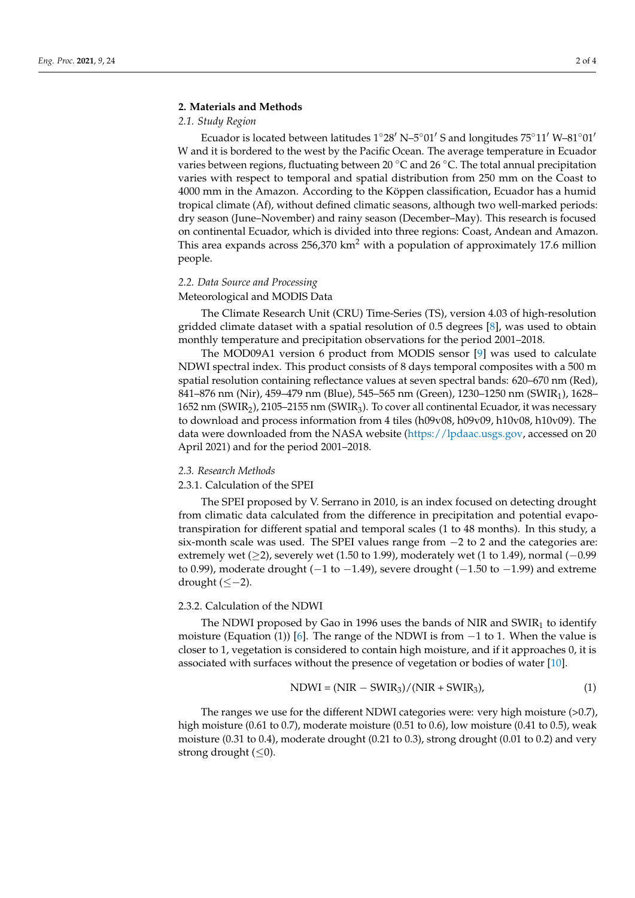## 2. Materials and Methods

### *2.1. Study Region*

Ecuador is located between latitudes 1°28′ N–5°01′ S and longitudes 75°11′ W–81°01′ W and it is bordered to the west by the Pacific Ocean. The average temperature in Ecuador varies between regions, fluctuating between 20 °C and 26 °C. The total annual precipitation varies with respect to temporal and spatial distribution from 250 mm on the Coast to 4000 mm in the Amazon. According to the Köppen classification, Ecuador has a humid tropical climate (Af), without defined climatic seasons, although two well-marked periods: dry season (June–November) and rainy season (December–May). This research is focused on continental Ecuador, which is divided into three regions: Coast, Andean and Amazon. This area expands across 256,370 $km^2$ with a population of approximately 17.6 million people.

### *2.2. Data Source and Processing*

Meteorological and MODIS Data

The Climate Research Unit (CRU) Time-Series (TS), version 4.03 of high-resolution gridded climate dataset with a spatial resolution of 0.5 degrees [8], was used to obtain monthly temperature and precipitation observations for the period 2001–2018.

The MOD09A1 version 6 product from MODIS sensor [9] was used to calculate NDWI spectral index. This product consists of 8 days temporal composites with a 500 m spatial resolution containing reflectance values at seven spectral bands: 620–670 nm (Red), 841–876 nm (Nir), 459–479 nm (Blue), 545–565 nm (Green), 1230–1250 nm ($SWIR_1$), 1628–1652 nm ($SWIR_2$), 2105–2155 nm ($SWIR_3$). To cover all continental Ecuador, it was necessary to download and process information from 4 tiles (h09v08, h09v09, h10v08, h10v09). The data were downloaded from the NASA website (https://lpdaac.usgs.gov, accessed on 20 April 2021) and for the period 2001–2018.

### *2.3. Research Methods*

#### 2.3.1. Calculation of the SPEI

The SPEI proposed by V. Serrano in 2010, is an index focused on detecting drought from climatic data calculated from the difference in precipitation and potential evapotranspiration for different spatial and temporal scales (1 to 48 months). In this study, a six-month scale was used. The SPEI values range from −2 to 2 and the categories are: extremely wet ($\geq$2), severely wet (1.50 to 1.99), moderately wet (1 to 1.49), normal (−0.99 to 0.99), moderate drought (−1 to −1.49), severe drought (−1.50 to −1.99) and extreme drought ($\leq -2$).

#### 2.3.2. Calculation of the NDWI

The NDWI proposed by Gao in 1996 uses the bands of NIR and $SWIR_1$ to identify moisture (Equation (1)) [6]. The range of the NDWI is from −1 to 1. When the value is closer to 1, vegetation is considered to contain high moisture, and if it approaches 0, it is associated with surfaces without the presence of vegetation or bodies of water [10].

$$\text{NDWI} = (\text{NIR} - \text{SWIR}_3)/(\text{NIR} + \text{SWIR}_3), \tag{1}$$

The ranges we use for the different NDWI categories were: very high moisture (>0.7), high moisture (0.61 to 0.7), moderate moisture (0.51 to 0.6), low moisture (0.41 to 0.5), weak moisture (0.31 to 0.4), moderate drought (0.21 to 0.3), strong drought (0.01 to 0.2) and very strong drought ($\leq$0).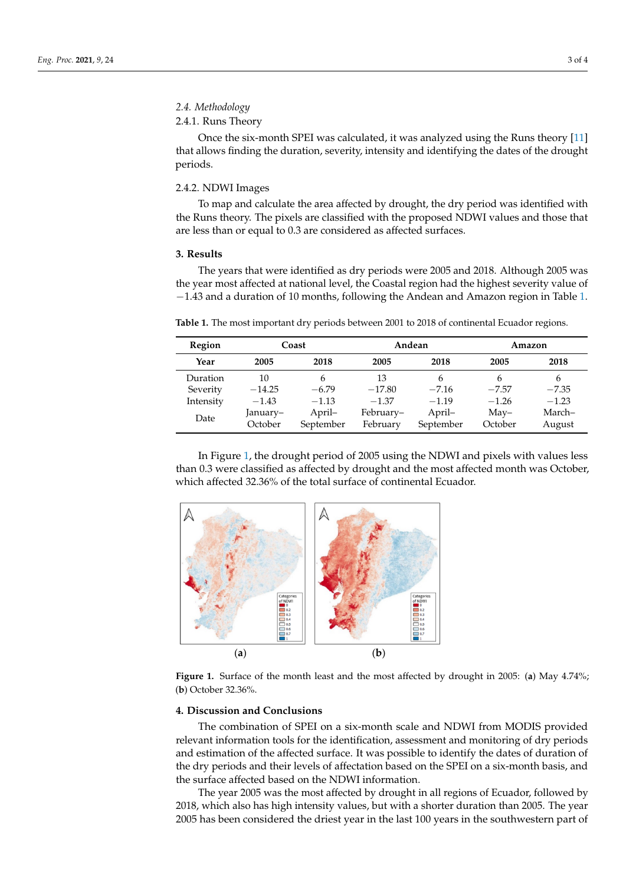### 2.4. Methodology

#### 2.4.1. Runs Theory

Once the six-month SPEI was calculated, it was analyzed using the Runs theory [11] that allows finding the duration, severity, intensity and identifying the dates of the drought periods.

#### 2.4.2. NDWI Images

To map and calculate the area affected by drought, the dry period was identified with the Runs theory. The pixels are classified with the proposed NDWI values and those that are less than or equal to 0.3 are considered as affected surfaces.

## 3. Results

The years that were identified as dry periods were 2005 and 2018. Although 2005 was the year most affected at national level, the Coastal region had the highest severity value of −1.43 and a duration of 10 months, following the Andean and Amazon region in Table 1.

**Table 1.** The most important dry periods between 2001 to 2018 of continental Ecuador regions.

| Region | Coast | | Andean | | Amazon | |
|---|---|---|---|---|---|---|
| **Year** | **2005** | **2018** | **2005** | **2018** | **2005** | **2018** |
| Duration | 10 | 6 | 13 | 6 | 6 | 6 |
| Severity | −14.25 | −6.79 | −17.80 | −7.16 | −7.57 | −7.35 |
| Intensity | −1.43 | −1.13 | −1.37 | −1.19 | −1.26 | −1.23 |
| Date | January–October | April–September | February–February | April–September | May–October | March–August |

In Figure 1, the drought period of 2005 using the NDWI and pixels with values less than 0.3 were classified as affected by drought and the most affected month was October, which affected 32.36% of the total surface of continental Ecuador.

**Figure 1.** Surface of the month least and the most affected by drought in 2005: (**a**) May 4.74%; (**b**) October 32.36%.

## 4. Discussion and Conclusions

The combination of SPEI on a six-month scale and NDWI from MODIS provided relevant information tools for the identification, assessment and monitoring of dry periods and estimation of the affected surface. It was possible to identify the dates of duration of the dry periods and their levels of affectation based on the SPEI on a six-month basis, and the surface affected based on the NDWI information.

The year 2005 was the most affected by drought in all regions of Ecuador, followed by 2018, which also has high intensity values, but with a shorter duration than 2005. The year 2005 has been considered the driest year in the last 100 years in the southwestern part of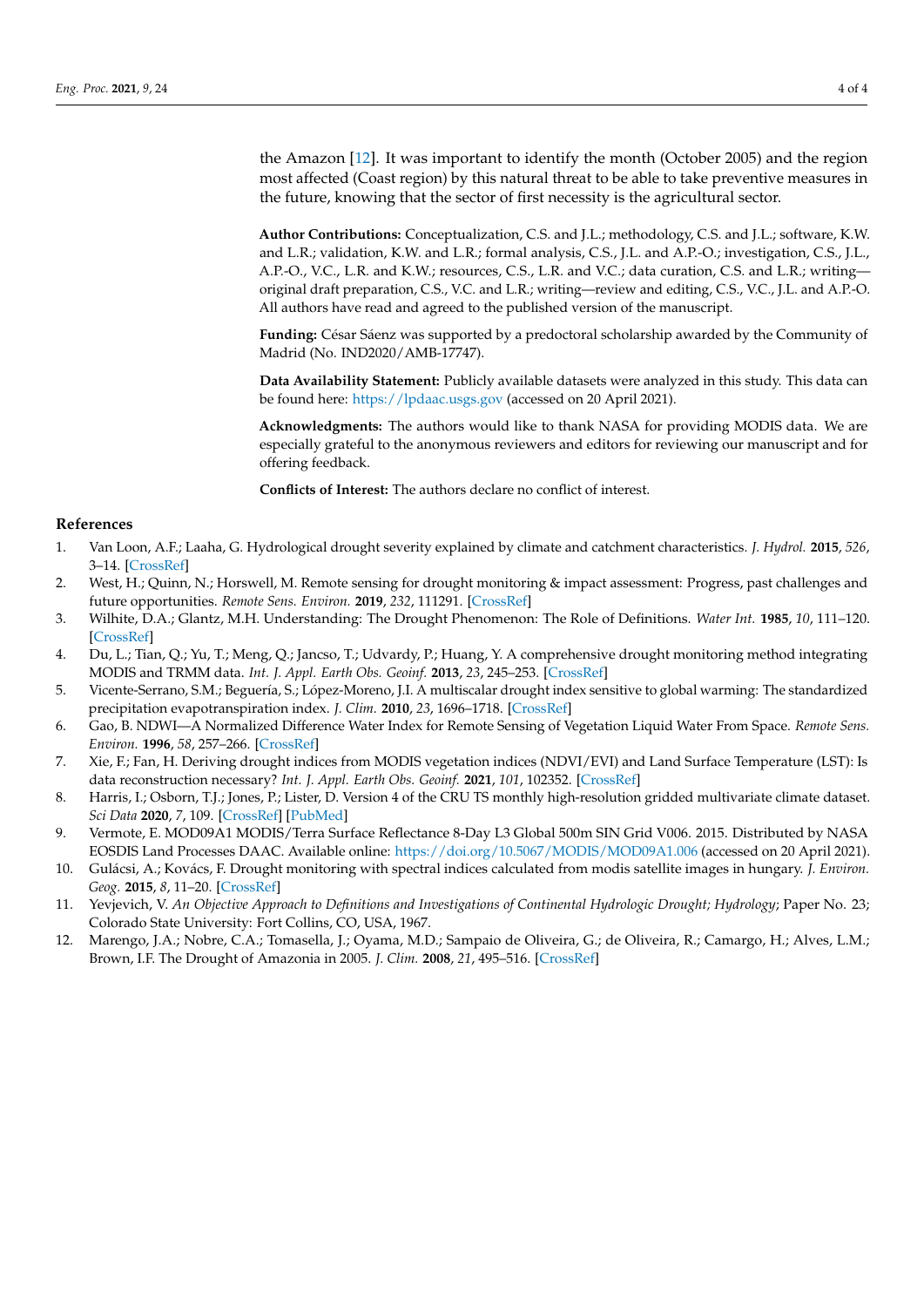the Amazon [12]. It was important to identify the month (October 2005) and the region most affected (Coast region) by this natural threat to be able to take preventive measures in the future, knowing that the sector of first necessity is the agricultural sector.

**Author Contributions:** Conceptualization, C.S. and J.L.; methodology, C.S. and J.L.; software, K.W. and L.R.; validation, K.W. and L.R.; formal analysis, C.S., J.L. and A.P.-O.; investigation, C.S., J.L., A.P.-O., V.C., L.R. and K.W.; resources, C.S., L.R. and V.C.; data curation, C.S. and L.R.; writing—original draft preparation, C.S., V.C. and L.R.; writing—review and editing, C.S., V.C., J.L. and A.P.-O. All authors have read and agreed to the published version of the manuscript.

**Funding:** César Sáenz was supported by a predoctoral scholarship awarded by the Community of Madrid (No. IND2020/AMB-17747).

**Data Availability Statement:** Publicly available datasets were analyzed in this study. This data can be found here: https://lpdaac.usgs.gov (accessed on 20 April 2021).

**Acknowledgments:** The authors would like to thank NASA for providing MODIS data. We are especially grateful to the anonymous reviewers and editors for reviewing our manuscript and for offering feedback.

**Conflicts of Interest:** The authors declare no conflict of interest.

## References

1. Van Loon, A.F.; Laaha, G. Hydrological drought severity explained by climate and catchment characteristics. *J. Hydrol.* **2015**, *526*, 3–14. [CrossRef]
2. West, H.; Quinn, N.; Horswell, M. Remote sensing for drought monitoring & impact assessment: Progress, past challenges and future opportunities. *Remote Sens. Environ.* **2019**, *232*, 111291. [CrossRef]
3. Wilhite, D.A.; Glantz, M.H. Understanding: The Drought Phenomenon: The Role of Definitions. *Water Int.* **1985**, *10*, 111–120. [CrossRef]
4. Du, L.; Tian, Q.; Yu, T.; Meng, Q.; Jancso, T.; Udvardy, P.; Huang, Y. A comprehensive drought monitoring method integrating MODIS and TRMM data. *Int. J. Appl. Earth Obs. Geoinf.* **2013**, *23*, 245–253. [CrossRef]
5. Vicente-Serrano, S.M.; Beguería, S.; López-Moreno, J.I. A multiscalar drought index sensitive to global warming: The standardized precipitation evapotranspiration index. *J. Clim.* **2010**, *23*, 1696–1718. [CrossRef]
6. Gao, B. NDWI—A Normalized Difference Water Index for Remote Sensing of Vegetation Liquid Water From Space. *Remote Sens. Environ.* **1996**, *58*, 257–266. [CrossRef]
7. Xie, F.; Fan, H. Deriving drought indices from MODIS vegetation indices (NDVI/EVI) and Land Surface Temperature (LST): Is data reconstruction necessary? *Int. J. Appl. Earth Obs. Geoinf.* **2021**, *101*, 102352. [CrossRef]
8. Harris, I.; Osborn, T.J.; Jones, P.; Lister, D. Version 4 of the CRU TS monthly high-resolution gridded multivariate climate dataset. *Sci Data* **2020**, *7*, 109. [CrossRef] [PubMed]
9. Vermote, E. MOD09A1 MODIS/Terra Surface Reflectance 8-Day L3 Global 500m SIN Grid V006. 2015. Distributed by NASA EOSDIS Land Processes DAAC. Available online: https://doi.org/10.5067/MODIS/MOD09A1.006 (accessed on 20 April 2021).
10. Gulácsi, A.; Kovács, F. Drought monitoring with spectral indices calculated from modis satellite images in hungary. *J. Environ. Geog.* **2015**, *8*, 11–20. [CrossRef]
11. Yevjevich, V. *An Objective Approach to Definitions and Investigations of Continental Hydrologic Drought; Hydrology*; Paper No. 23; Colorado State University: Fort Collins, CO, USA, 1967.
12. Marengo, J.A.; Nobre, C.A.; Tomasella, J.; Oyama, M.D.; Sampaio de Oliveira, G.; de Oliveira, R.; Camargo, H.; Alves, L.M.; Brown, I.F. The Drought of Amazonia in 2005. *J. Clim.* **2008**, *21*, 495–516. [CrossRef]